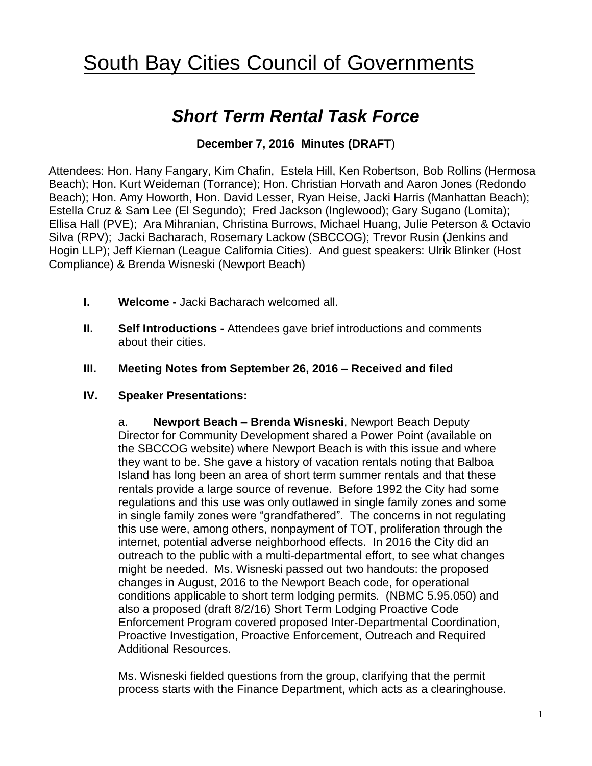# South Bay Cities Council of Governments

## *Short Term Rental Task Force*

**December 7, 2016 Minutes (DRAFT)**

Attendees: Hon. Hany Fangary, Kim Chafin, Estela Hill, Ken Robertson, Bob Rollins (Hermosa Beach); Hon. Kurt Weideman (Torrance); Hon. Christian Horvath and Aaron Jones (Redondo Beach); Hon. Amy Howorth, Hon. David Lesser, Ryan Heise, Jacki Harris (Manhattan Beach); Estella Cruz & Sam Lee (El Segundo); Fred Jackson (Inglewood); Gary Sugano (Lomita); Ellisa Hall (PVE); Ara Mihranian, Christina Burrows, Michael Huang, Julie Peterson & Octavio Silva (RPV); Jacki Bacharach, Rosemary Lackow (SBCCOG); Trevor Rusin (Jenkins and Hogin LLP); Jeff Kiernan (League California Cities). And guest speakers: Ulrik Blinker (Host Compliance) & Brenda Wisneski (Newport Beach)

**I. Welcome -** Jacki Bacharach welcomed all.

**II. Self Introductions -** Attendees gave brief introductions and comments about their cities.

**III. Meeting Notes from September 26, 2016 – Received and filed**

**IV. Speaker Presentations:**

a. **Newport Beach – Brenda Wisneski**, Newport Beach Deputy Director for Community Development shared a Power Point (available on the SBCCOG website) where Newport Beach is with this issue and where they want to be. She gave a history of vacation rentals noting that Balboa Island has long been an area of short term summer rentals and that these rentals provide a large source of revenue. Before 1992 the City had some regulations and this use was only outlawed in single family zones and some in single family zones were "grandfathered". The concerns in not regulating this use were, among others, nonpayment of TOT, proliferation through the internet, potential adverse neighborhood effects. In 2016 the City did an outreach to the public with a multi-departmental effort, to see what changes might be needed. Ms. Wisneski passed out two handouts: the proposed changes in August, 2016 to the Newport Beach code, for operational conditions applicable to short term lodging permits. (NBMC 5.95.050) and also a proposed (draft 8/2/16) Short Term Lodging Proactive Code Enforcement Program covered proposed Inter-Departmental Coordination, Proactive Investigation, Proactive Enforcement, Outreach and Required Additional Resources.

Ms. Wisneski fielded questions from the group, clarifying that the permit process starts with the Finance Department, which acts as a clearinghouse.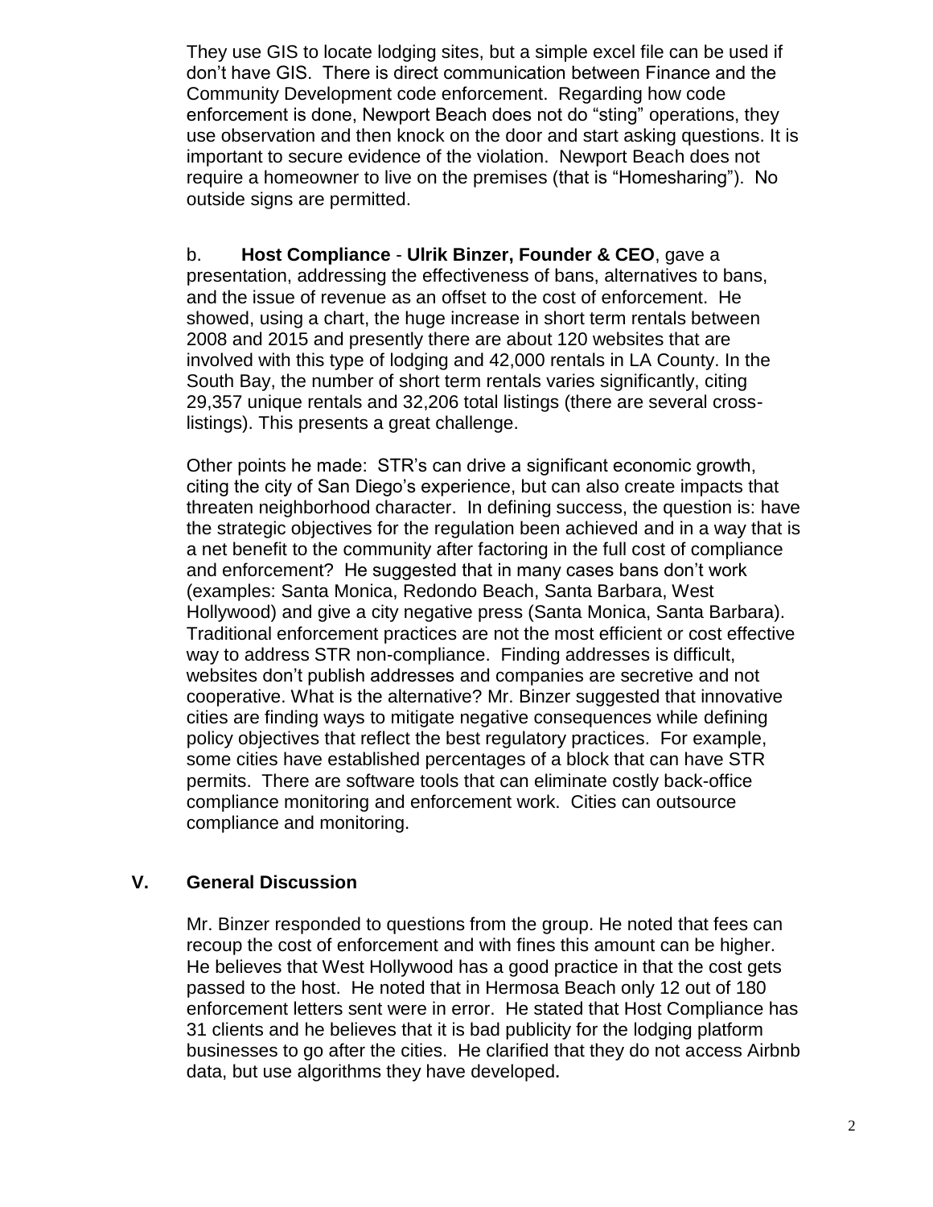They use GIS to locate lodging sites, but a simple excel file can be used if don't have GIS. There is direct communication between Finance and the Community Development code enforcement. Regarding how code enforcement is done, Newport Beach does not do "sting" operations, they use observation and then knock on the door and start asking questions. It is important to secure evidence of the violation. Newport Beach does not require a homeowner to live on the premises (that is "Homesharing"). No outside signs are permitted.

b. **Host Compliance** - **Ulrik Binzer, Founder & CEO**, gave a presentation, addressing the effectiveness of bans, alternatives to bans, and the issue of revenue as an offset to the cost of enforcement. He showed, using a chart, the huge increase in short term rentals between 2008 and 2015 and presently there are about 120 websites that are involved with this type of lodging and 42,000 rentals in LA County. In the South Bay, the number of short term rentals varies significantly, citing 29,357 unique rentals and 32,206 total listings (there are several cross-listings). This presents a great challenge.

Other points he made: STR's can drive a significant economic growth, citing the city of San Diego's experience, but can also create impacts that threaten neighborhood character. In defining success, the question is: have the strategic objectives for the regulation been achieved and in a way that is a net benefit to the community after factoring in the full cost of compliance and enforcement? He suggested that in many cases bans don't work (examples: Santa Monica, Redondo Beach, Santa Barbara, West Hollywood) and give a city negative press (Santa Monica, Santa Barbara). Traditional enforcement practices are not the most efficient or cost effective way to address STR non-compliance. Finding addresses is difficult, websites don't publish addresses and companies are secretive and not cooperative. What is the alternative? Mr. Binzer suggested that innovative cities are finding ways to mitigate negative consequences while defining policy objectives that reflect the best regulatory practices. For example, some cities have established percentages of a block that can have STR permits. There are software tools that can eliminate costly back-office compliance monitoring and enforcement work. Cities can outsource compliance and monitoring.

## V. General Discussion

Mr. Binzer responded to questions from the group. He noted that fees can recoup the cost of enforcement and with fines this amount can be higher. He believes that West Hollywood has a good practice in that the cost gets passed to the host. He noted that in Hermosa Beach only 12 out of 180 enforcement letters sent were in error. He stated that Host Compliance has 31 clients and he believes that it is bad publicity for the lodging platform businesses to go after the cities. He clarified that they do not access Airbnb data, but use algorithms they have developed.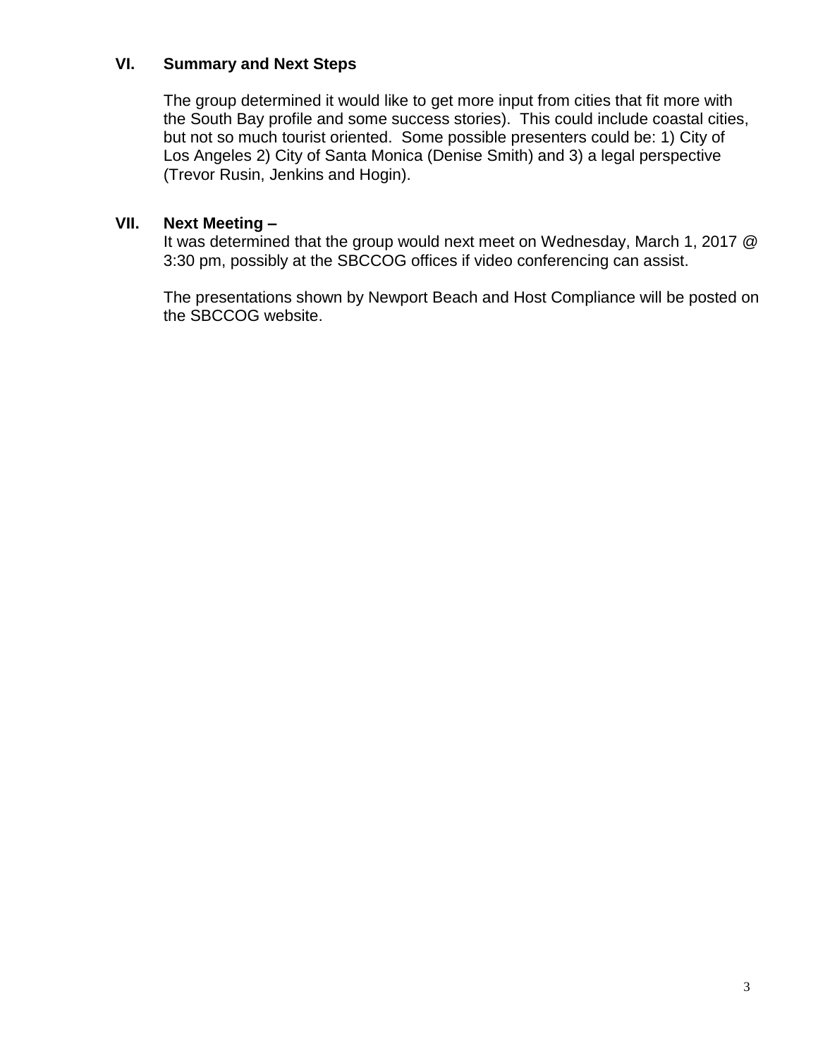## VI. Summary and Next Steps

The group determined it would like to get more input from cities that fit more with the South Bay profile and some success stories). This could include coastal cities, but not so much tourist oriented. Some possible presenters could be: 1) City of Los Angeles 2) City of Santa Monica (Denise Smith) and 3) a legal perspective (Trevor Rusin, Jenkins and Hogin).

## VII. Next Meeting –

It was determined that the group would next meet on Wednesday, March 1, 2017 @ 3:30 pm, possibly at the SBCCOG offices if video conferencing can assist.

The presentations shown by Newport Beach and Host Compliance will be posted on the SBCCOG website.